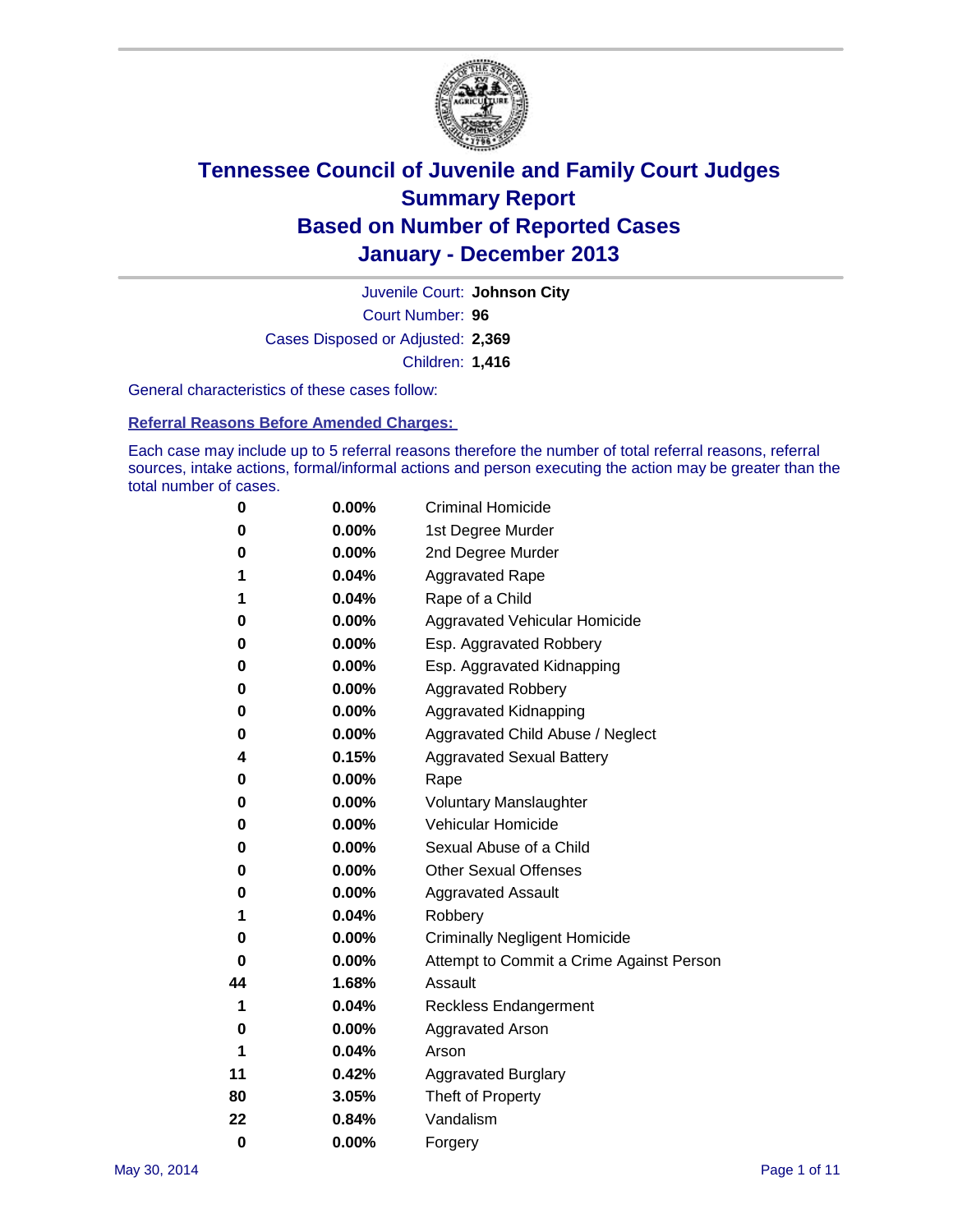# Tennessee Council of Juvenile and Family Court Judges
# Summary Report
# Based on Number of Reported Cases
# January - December 2013

Juvenile Court: **Johnson City**

Court Number: **96**

Cases Disposed or Adjusted: **2,369**

Children: **1,416**

General characteristics of these cases follow:

**Referral Reasons Before Amended Charges:**

Each case may include up to 5 referral reasons therefore the number of total referral reasons, referral sources, intake actions, formal/informal actions and person executing the action may be greater than the total number of cases.

| Count | Percent | Referral Reason |
|---|---|---|
| 0 | 0.00% | Criminal Homicide |
| 0 | 0.00% | 1st Degree Murder |
| 0 | 0.00% | 2nd Degree Murder |
| 1 | 0.04% | Aggravated Rape |
| 1 | 0.04% | Rape of a Child |
| 0 | 0.00% | Aggravated Vehicular Homicide |
| 0 | 0.00% | Esp. Aggravated Robbery |
| 0 | 0.00% | Esp. Aggravated Kidnapping |
| 0 | 0.00% | Aggravated Robbery |
| 0 | 0.00% | Aggravated Kidnapping |
| 0 | 0.00% | Aggravated Child Abuse / Neglect |
| 4 | 0.15% | Aggravated Sexual Battery |
| 0 | 0.00% | Rape |
| 0 | 0.00% | Voluntary Manslaughter |
| 0 | 0.00% | Vehicular Homicide |
| 0 | 0.00% | Sexual Abuse of a Child |
| 0 | 0.00% | Other Sexual Offenses |
| 0 | 0.00% | Aggravated Assault |
| 1 | 0.04% | Robbery |
| 0 | 0.00% | Criminally Negligent Homicide |
| 0 | 0.00% | Attempt to Commit a Crime Against Person |
| 44 | 1.68% | Assault |
| 1 | 0.04% | Reckless Endangerment |
| 0 | 0.00% | Aggravated Arson |
| 1 | 0.04% | Arson |
| 11 | 0.42% | Aggravated Burglary |
| 80 | 3.05% | Theft of Property |
| 22 | 0.84% | Vandalism |
| 0 | 0.00% | Forgery |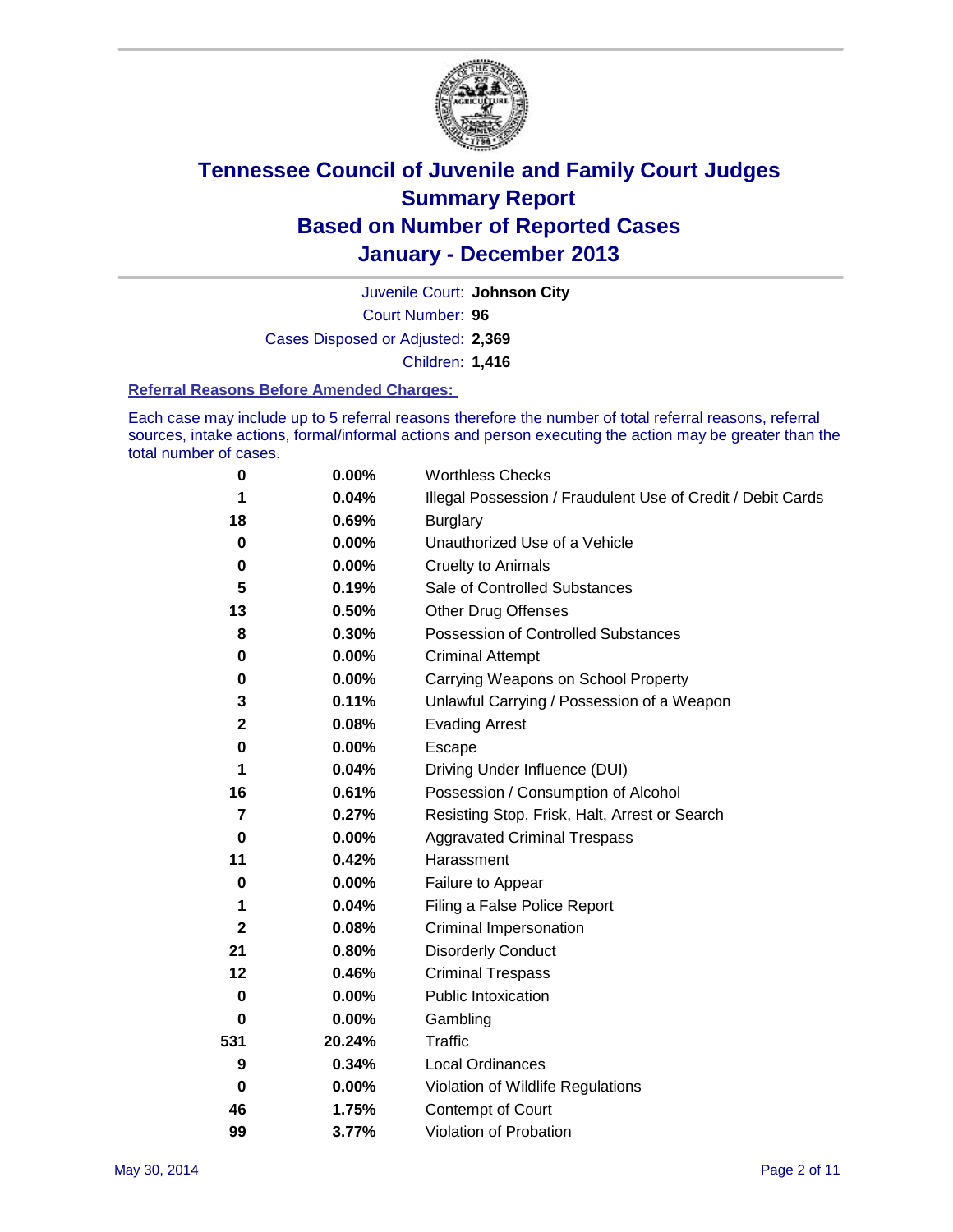# Tennessee Council of Juvenile and Family Court Judges
## Summary Report
## Based on Number of Reported Cases
## January - December 2013

Juvenile Court: **Johnson City**
Court Number: **96**
Cases Disposed or Adjusted: **2,369**
Children: **1,416**

### Referral Reasons Before Amended Charges:

Each case may include up to 5 referral reasons therefore the number of total referral reasons, referral sources, intake actions, formal/informal actions and person executing the action may be greater than the total number of cases.

| Count | Percent | Referral Reason |
|---|---|---|
| 0 | 0.00% | Worthless Checks |
| 1 | 0.04% | Illegal Possession / Fraudulent Use of Credit / Debit Cards |
| 18 | 0.69% | Burglary |
| 0 | 0.00% | Unauthorized Use of a Vehicle |
| 0 | 0.00% | Cruelty to Animals |
| 5 | 0.19% | Sale of Controlled Substances |
| 13 | 0.50% | Other Drug Offenses |
| 8 | 0.30% | Possession of Controlled Substances |
| 0 | 0.00% | Criminal Attempt |
| 0 | 0.00% | Carrying Weapons on School Property |
| 3 | 0.11% | Unlawful Carrying / Possession of a Weapon |
| 2 | 0.08% | Evading Arrest |
| 0 | 0.00% | Escape |
| 1 | 0.04% | Driving Under Influence (DUI) |
| 16 | 0.61% | Possession / Consumption of Alcohol |
| 7 | 0.27% | Resisting Stop, Frisk, Halt, Arrest or Search |
| 0 | 0.00% | Aggravated Criminal Trespass |
| 11 | 0.42% | Harassment |
| 0 | 0.00% | Failure to Appear |
| 1 | 0.04% | Filing a False Police Report |
| 2 | 0.08% | Criminal Impersonation |
| 21 | 0.80% | Disorderly Conduct |
| 12 | 0.46% | Criminal Trespass |
| 0 | 0.00% | Public Intoxication |
| 0 | 0.00% | Gambling |
| 531 | 20.24% | Traffic |
| 9 | 0.34% | Local Ordinances |
| 0 | 0.00% | Violation of Wildlife Regulations |
| 46 | 1.75% | Contempt of Court |
| 99 | 3.77% | Violation of Probation |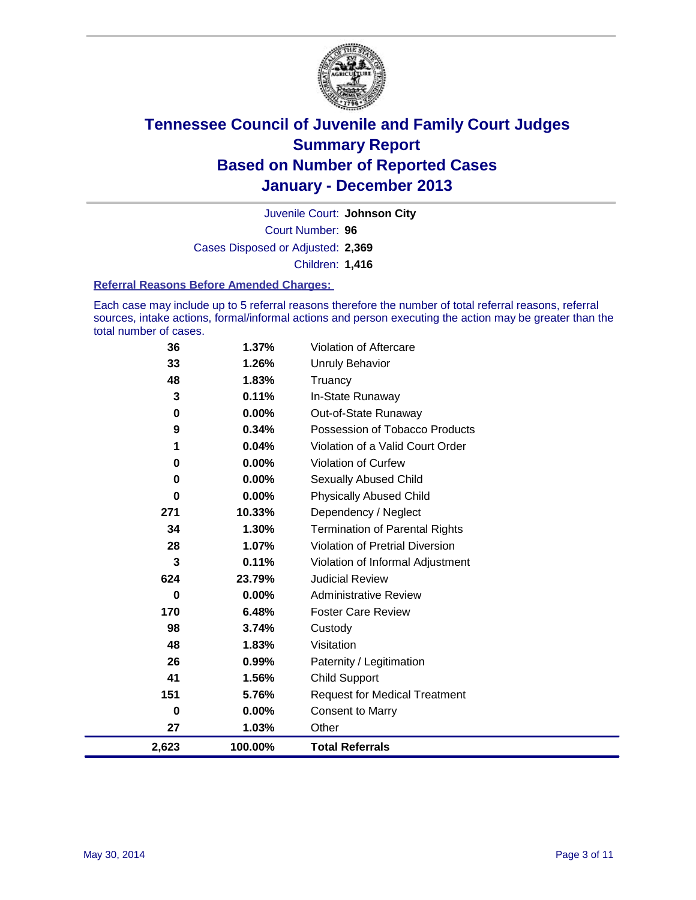# Tennessee Council of Juvenile and Family Court Judges
## Summary Report
## Based on Number of Reported Cases
## January - December 2013

Juvenile Court: **Johnson City**

Court Number: **96**

Cases Disposed or Adjusted: **2,369**

Children: **1,416**

### Referral Reasons Before Amended Charges:

Each case may include up to 5 referral reasons therefore the number of total referral reasons, referral sources, intake actions, formal/informal actions and person executing the action may be greater than the total number of cases.

| Count | Percent | Referral Reason |
|---|---|---|
| 36 | 1.37% | Violation of Aftercare |
| 33 | 1.26% | Unruly Behavior |
| 48 | 1.83% | Truancy |
| 3 | 0.11% | In-State Runaway |
| 0 | 0.00% | Out-of-State Runaway |
| 9 | 0.34% | Possession of Tobacco Products |
| 1 | 0.04% | Violation of a Valid Court Order |
| 0 | 0.00% | Violation of Curfew |
| 0 | 0.00% | Sexually Abused Child |
| 0 | 0.00% | Physically Abused Child |
| 271 | 10.33% | Dependency / Neglect |
| 34 | 1.30% | Termination of Parental Rights |
| 28 | 1.07% | Violation of Pretrial Diversion |
| 3 | 0.11% | Violation of Informal Adjustment |
| 624 | 23.79% | Judicial Review |
| 0 | 0.00% | Administrative Review |
| 170 | 6.48% | Foster Care Review |
| 98 | 3.74% | Custody |
| 48 | 1.83% | Visitation |
| 26 | 0.99% | Paternity / Legitimation |
| 41 | 1.56% | Child Support |
| 151 | 5.76% | Request for Medical Treatment |
| 0 | 0.00% | Consent to Marry |
| 27 | 1.03% | Other |
| **2,623** | **100.00%** | **Total Referrals** |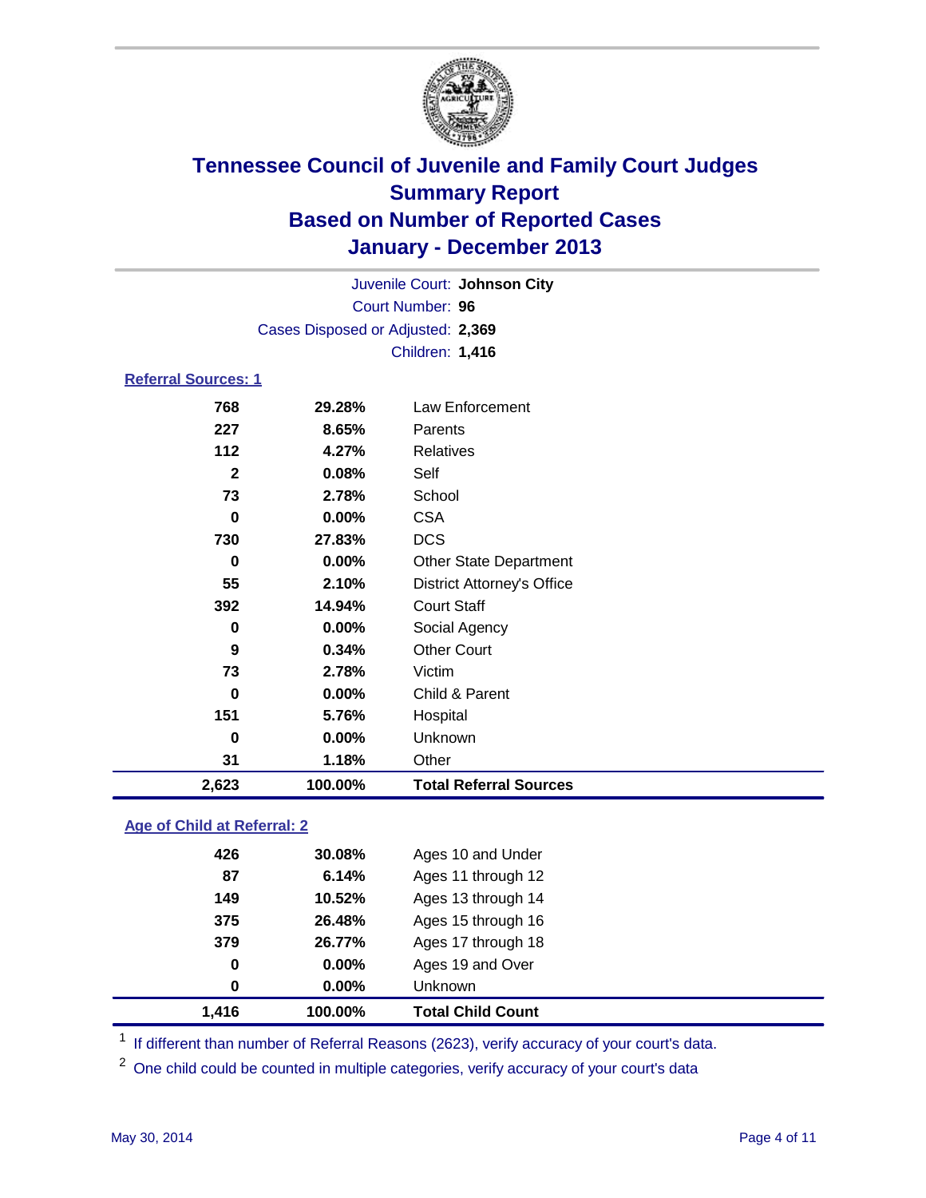# Tennessee Council of Juvenile and Family Court Judges
## Summary Report
## Based on Number of Reported Cases
## January - December 2013

Juvenile Court: **Johnson City**
Court Number: **96**
Cases Disposed or Adjusted: **2,369**
Children: **1,416**

### Referral Sources: 1

| | | |
|---|---|---|
| 768 | 29.28% | Law Enforcement |
| 227 | 8.65% | Parents |
| 112 | 4.27% | Relatives |
| 2 | 0.08% | Self |
| 73 | 2.78% | School |
| 0 | 0.00% | CSA |
| 730 | 27.83% | DCS |
| 0 | 0.00% | Other State Department |
| 55 | 2.10% | District Attorney's Office |
| 392 | 14.94% | Court Staff |
| 0 | 0.00% | Social Agency |
| 9 | 0.34% | Other Court |
| 73 | 2.78% | Victim |
| 0 | 0.00% | Child & Parent |
| 151 | 5.76% | Hospital |
| 0 | 0.00% | Unknown |
| 31 | 1.18% | Other |
| **2,623** | **100.00%** | **Total Referral Sources** |

### Age of Child at Referral: 2

| | | |
|---|---|---|
| 426 | 30.08% | Ages 10 and Under |
| 87 | 6.14% | Ages 11 through 12 |
| 149 | 10.52% | Ages 13 through 14 |
| 375 | 26.48% | Ages 15 through 16 |
| 379 | 26.77% | Ages 17 through 18 |
| 0 | 0.00% | Ages 19 and Over |
| 0 | 0.00% | Unknown |
| **1,416** | **100.00%** | **Total Child Count** |

[1] If different than number of Referral Reasons (2623), verify accuracy of your court's data.

[2] One child could be counted in multiple categories, verify accuracy of your court's data

May 30, 2014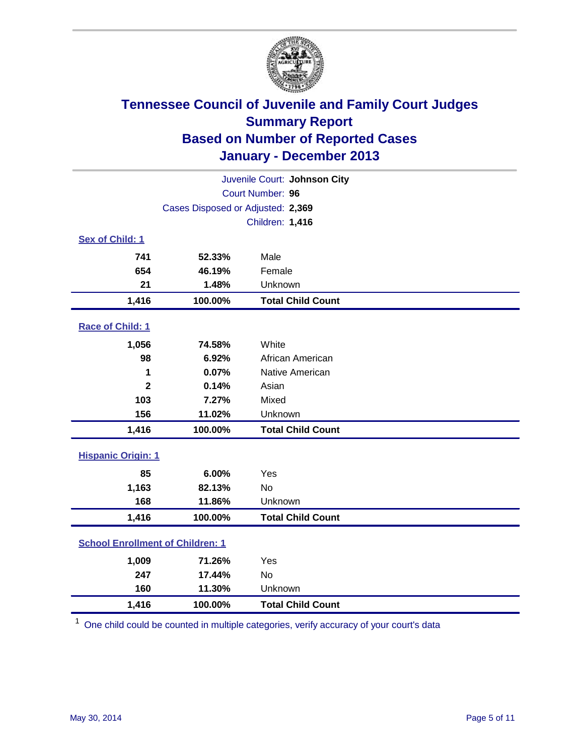# Tennessee Council of Juvenile and Family Court Judges
## Summary Report
## Based on Number of Reported Cases
## January - December 2013

Juvenile Court: **Johnson City**
Court Number: **96**
Cases Disposed or Adjusted: **2,369**
Children: **1,416**

### Sex of Child: 1

| Count | Percent | Category |
|---|---|---|
| 741 | 52.33% | Male |
| 654 | 46.19% | Female |
| 21 | 1.48% | Unknown |
| **1,416** | **100.00%** | **Total Child Count** |

### Race of Child: 1

| Count | Percent | Category |
|---|---|---|
| 1,056 | 74.58% | White |
| 98 | 6.92% | African American |
| 1 | 0.07% | Native American |
| 2 | 0.14% | Asian |
| 103 | 7.27% | Mixed |
| 156 | 11.02% | Unknown |
| **1,416** | **100.00%** | **Total Child Count** |

### Hispanic Origin: 1

| Count | Percent | Category |
|---|---|---|
| 85 | 6.00% | Yes |
| 1,163 | 82.13% | No |
| 168 | 11.86% | Unknown |
| **1,416** | **100.00%** | **Total Child Count** |

### School Enrollment of Children: 1

| Count | Percent | Category |
|---|---|---|
| 1,009 | 71.26% | Yes |
| 247 | 17.44% | No |
| 160 | 11.30% | Unknown |
| **1,416** | **100.00%** | **Total Child Count** |

[1] One child could be counted in multiple categories, verify accuracy of your court's data

May 30, 2014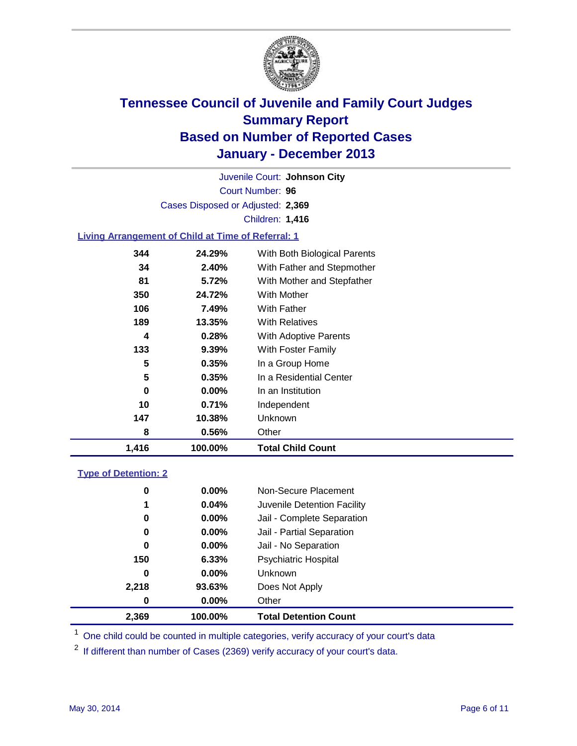# Tennessee Council of Juvenile and Family Court Judges
## Summary Report
## Based on Number of Reported Cases
## January - December 2013

Juvenile Court: **Johnson City**
Court Number: **96**
Cases Disposed or Adjusted: **2,369**
Children: **1,416**

### Living Arrangement of Child at Time of Referral: 1

| Count | Percent | Category |
|---|---|---|
| 344 | 24.29% | With Both Biological Parents |
| 34 | 2.40% | With Father and Stepmother |
| 81 | 5.72% | With Mother and Stepfather |
| 350 | 24.72% | With Mother |
| 106 | 7.49% | With Father |
| 189 | 13.35% | With Relatives |
| 4 | 0.28% | With Adoptive Parents |
| 133 | 9.39% | With Foster Family |
| 5 | 0.35% | In a Group Home |
| 5 | 0.35% | In a Residential Center |
| 0 | 0.00% | In an Institution |
| 10 | 0.71% | Independent |
| 147 | 10.38% | Unknown |
| 8 | 0.56% | Other |
| **1,416** | **100.00%** | **Total Child Count** |

### Type of Detention: 2

| Count | Percent | Category |
|---|---|---|
| 0 | 0.00% | Non-Secure Placement |
| 1 | 0.04% | Juvenile Detention Facility |
| 0 | 0.00% | Jail - Complete Separation |
| 0 | 0.00% | Jail - Partial Separation |
| 0 | 0.00% | Jail - No Separation |
| 150 | 6.33% | Psychiatric Hospital |
| 0 | 0.00% | Unknown |
| 2,218 | 93.63% | Does Not Apply |
| 0 | 0.00% | Other |
| **2,369** | **100.00%** | **Total Detention Count** |

[1] One child could be counted in multiple categories, verify accuracy of your court's data

[2] If different than number of Cases (2369) verify accuracy of your court's data.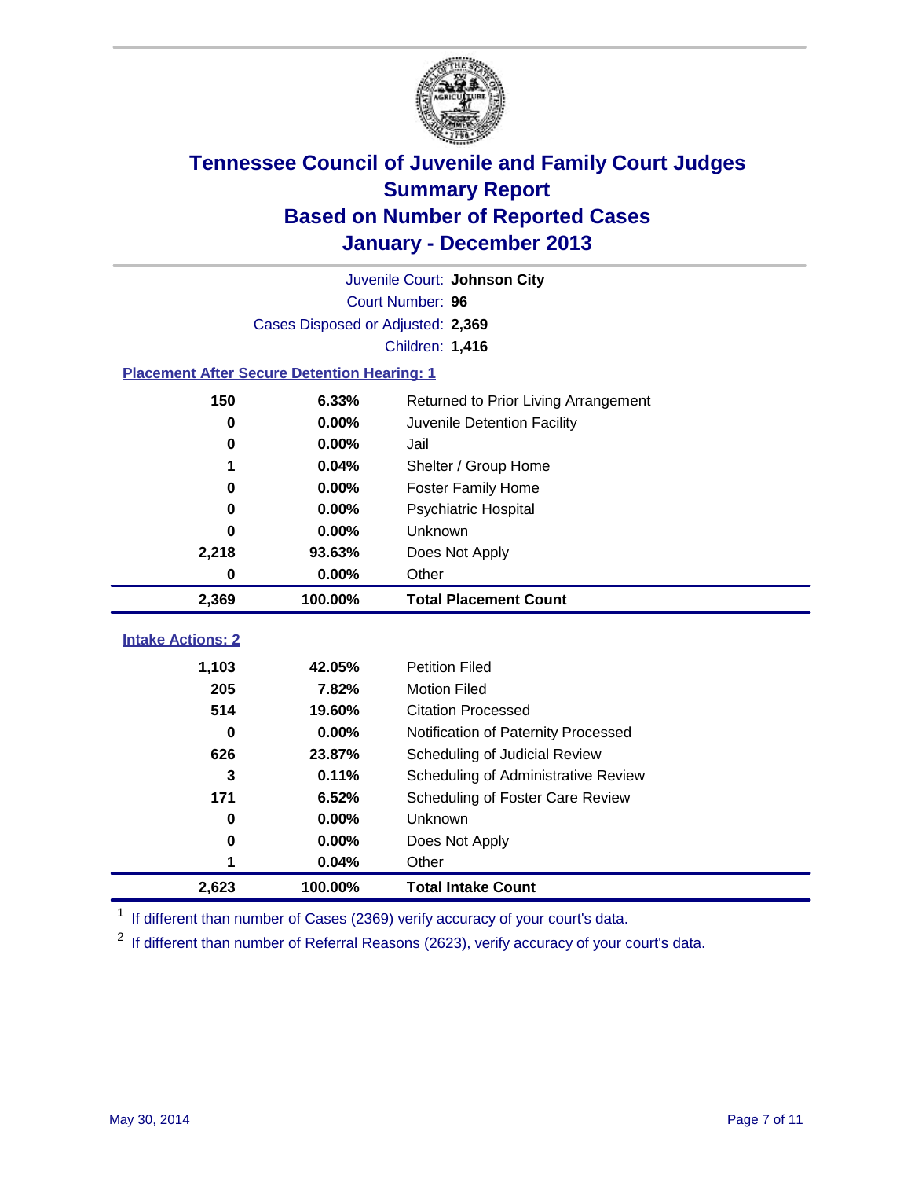# Tennessee Council of Juvenile and Family Court Judges
## Summary Report
## Based on Number of Reported Cases
## January - December 2013

Juvenile Court: **Johnson City**

Court Number: **96**

Cases Disposed or Adjusted: **2,369**

Children: **1,416**

### Placement After Secure Detention Hearing: 1

| Count | Percent | Placement |
|---|---|---|
| 150 | 6.33% | Returned to Prior Living Arrangement |
| 0 | 0.00% | Juvenile Detention Facility |
| 0 | 0.00% | Jail |
| 1 | 0.04% | Shelter / Group Home |
| 0 | 0.00% | Foster Family Home |
| 0 | 0.00% | Psychiatric Hospital |
| 0 | 0.00% | Unknown |
| 2,218 | 93.63% | Does Not Apply |
| 0 | 0.00% | Other |
| **2,369** | **100.00%** | **Total Placement Count** |

### Intake Actions: 2

| Count | Percent | Intake Action |
|---|---|---|
| 1,103 | 42.05% | Petition Filed |
| 205 | 7.82% | Motion Filed |
| 514 | 19.60% | Citation Processed |
| 0 | 0.00% | Notification of Paternity Processed |
| 626 | 23.87% | Scheduling of Judicial Review |
| 3 | 0.11% | Scheduling of Administrative Review |
| 171 | 6.52% | Scheduling of Foster Care Review |
| 0 | 0.00% | Unknown |
| 0 | 0.00% | Does Not Apply |
| 1 | 0.04% | Other |
| **2,623** | **100.00%** | **Total Intake Count** |

[1] If different than number of Cases (2369) verify accuracy of your court's data.

[2] If different than number of Referral Reasons (2623), verify accuracy of your court's data.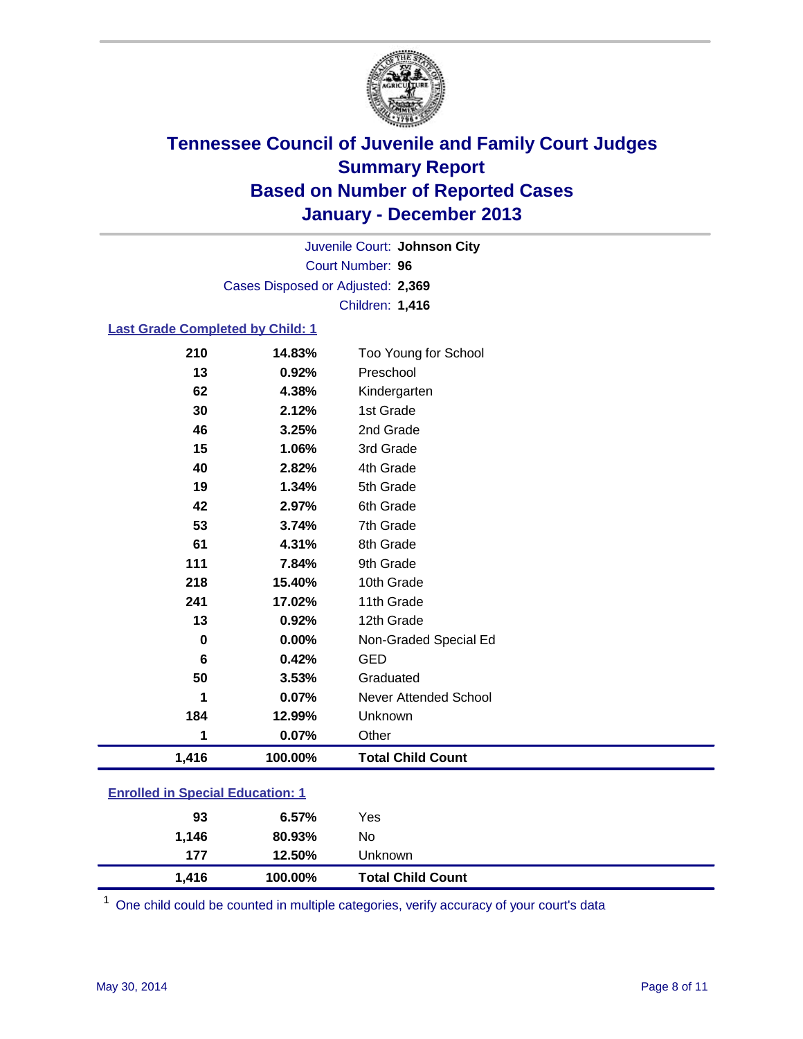# Tennessee Council of Juvenile and Family Court Judges
## Summary Report
## Based on Number of Reported Cases
## January - December 2013

Juvenile Court: **Johnson City**
Court Number: **96**
Cases Disposed or Adjusted: **2,369**
Children: **1,416**

### Last Grade Completed by Child: 1

| Count | Percent | Category |
|---|---|---|
| 210 | 14.83% | Too Young for School |
| 13 | 0.92% | Preschool |
| 62 | 4.38% | Kindergarten |
| 30 | 2.12% | 1st Grade |
| 46 | 3.25% | 2nd Grade |
| 15 | 1.06% | 3rd Grade |
| 40 | 2.82% | 4th Grade |
| 19 | 1.34% | 5th Grade |
| 42 | 2.97% | 6th Grade |
| 53 | 3.74% | 7th Grade |
| 61 | 4.31% | 8th Grade |
| 111 | 7.84% | 9th Grade |
| 218 | 15.40% | 10th Grade |
| 241 | 17.02% | 11th Grade |
| 13 | 0.92% | 12th Grade |
| 0 | 0.00% | Non-Graded Special Ed |
| 6 | 0.42% | GED |
| 50 | 3.53% | Graduated |
| 1 | 0.07% | Never Attended School |
| 184 | 12.99% | Unknown |
| 1 | 0.07% | Other |
| **1,416** | **100.00%** | **Total Child Count** |

### Enrolled in Special Education: 1

| Count | Percent | Category |
|---|---|---|
| 93 | 6.57% | Yes |
| 1,146 | 80.93% | No |
| 177 | 12.50% | Unknown |
| **1,416** | **100.00%** | **Total Child Count** |

[1] One child could be counted in multiple categories, verify accuracy of your court's data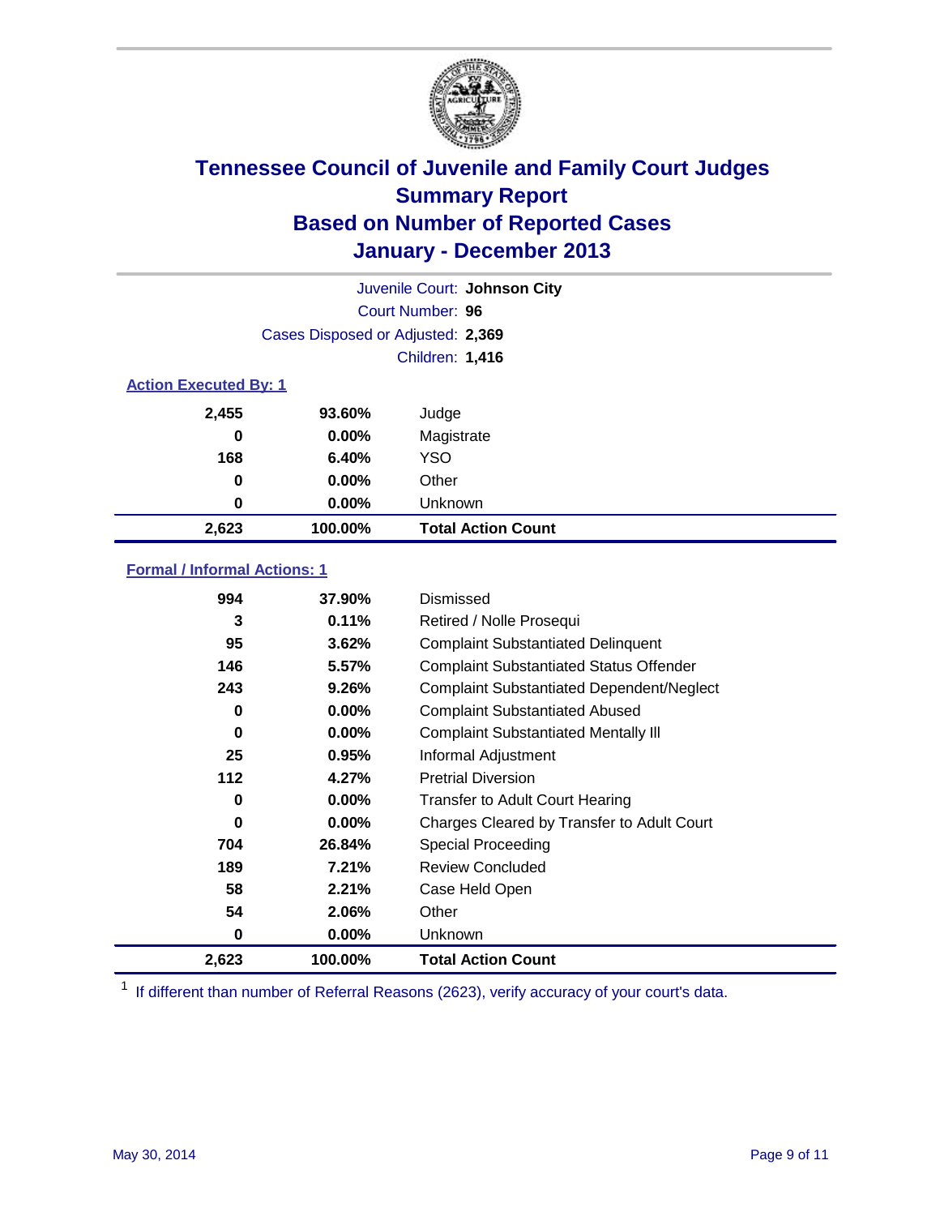# Tennessee Council of Juvenile and Family Court Judges
# Summary Report
# Based on Number of Reported Cases
# January - December 2013

Juvenile Court: **Johnson City**

Court Number: **96**

Cases Disposed or Adjusted: **2,369**

Children: **1,416**

### Action Executed By: 1

| Count | Percent | Action |
|---|---|---|
| 2,455 | 93.60% | Judge |
| 0 | 0.00% | Magistrate |
| 168 | 6.40% | YSO |
| 0 | 0.00% | Other |
| 0 | 0.00% | Unknown |
| **2,623** | **100.00%** | **Total Action Count** |

### Formal / Informal Actions: 1

| Count | Percent | Action |
|---|---|---|
| 994 | 37.90% | Dismissed |
| 3 | 0.11% | Retired / Nolle Prosequi |
| 95 | 3.62% | Complaint Substantiated Delinquent |
| 146 | 5.57% | Complaint Substantiated Status Offender |
| 243 | 9.26% | Complaint Substantiated Dependent/Neglect |
| 0 | 0.00% | Complaint Substantiated Abused |
| 0 | 0.00% | Complaint Substantiated Mentally Ill |
| 25 | 0.95% | Informal Adjustment |
| 112 | 4.27% | Pretrial Diversion |
| 0 | 0.00% | Transfer to Adult Court Hearing |
| 0 | 0.00% | Charges Cleared by Transfer to Adult Court |
| 704 | 26.84% | Special Proceeding |
| 189 | 7.21% | Review Concluded |
| 58 | 2.21% | Case Held Open |
| 54 | 2.06% | Other |
| 0 | 0.00% | Unknown |
| **2,623** | **100.00%** | **Total Action Count** |

[1] If different than number of Referral Reasons (2623), verify accuracy of your court's data.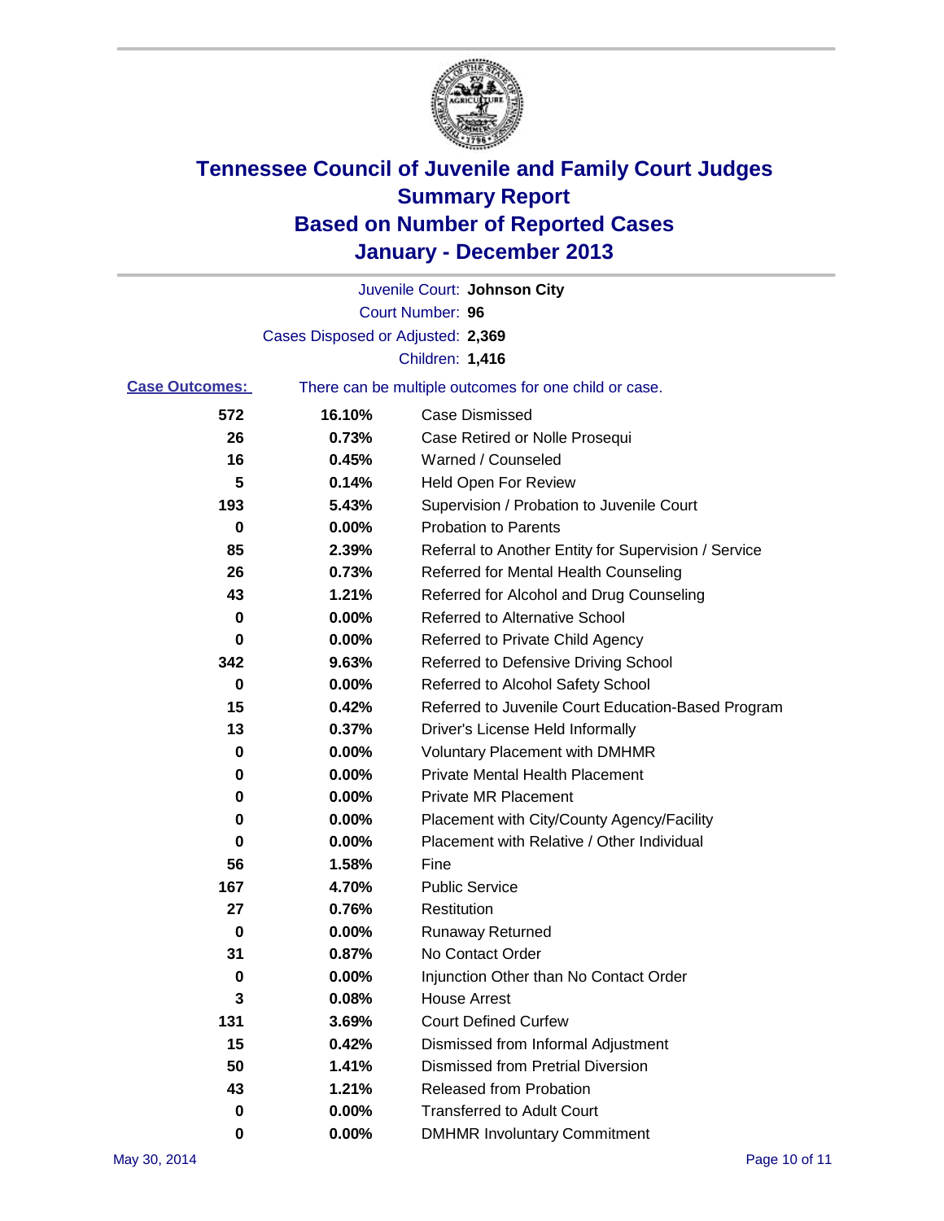# Tennessee Council of Juvenile and Family Court Judges
# Summary Report
# Based on Number of Reported Cases
# January - December 2013

Juvenile Court: **Johnson City**

Court Number: **96**

Cases Disposed or Adjusted: **2,369**

Children: **1,416**

**Case Outcomes:** There can be multiple outcomes for one child or case.

| Count | Percent | Outcome |
|---|---|---|
| 572 | 16.10% | Case Dismissed |
| 26 | 0.73% | Case Retired or Nolle Prosequi |
| 16 | 0.45% | Warned / Counseled |
| 5 | 0.14% | Held Open For Review |
| 193 | 5.43% | Supervision / Probation to Juvenile Court |
| 0 | 0.00% | Probation to Parents |
| 85 | 2.39% | Referral to Another Entity for Supervision / Service |
| 26 | 0.73% | Referred for Mental Health Counseling |
| 43 | 1.21% | Referred for Alcohol and Drug Counseling |
| 0 | 0.00% | Referred to Alternative School |
| 0 | 0.00% | Referred to Private Child Agency |
| 342 | 9.63% | Referred to Defensive Driving School |
| 0 | 0.00% | Referred to Alcohol Safety School |
| 15 | 0.42% | Referred to Juvenile Court Education-Based Program |
| 13 | 0.37% | Driver's License Held Informally |
| 0 | 0.00% | Voluntary Placement with DMHMR |
| 0 | 0.00% | Private Mental Health Placement |
| 0 | 0.00% | Private MR Placement |
| 0 | 0.00% | Placement with City/County Agency/Facility |
| 0 | 0.00% | Placement with Relative / Other Individual |
| 56 | 1.58% | Fine |
| 167 | 4.70% | Public Service |
| 27 | 0.76% | Restitution |
| 0 | 0.00% | Runaway Returned |
| 31 | 0.87% | No Contact Order |
| 0 | 0.00% | Injunction Other than No Contact Order |
| 3 | 0.08% | House Arrest |
| 131 | 3.69% | Court Defined Curfew |
| 15 | 0.42% | Dismissed from Informal Adjustment |
| 50 | 1.41% | Dismissed from Pretrial Diversion |
| 43 | 1.21% | Released from Probation |
| 0 | 0.00% | Transferred to Adult Court |
| 0 | 0.00% | DMHMR Involuntary Commitment |

May 30, 2014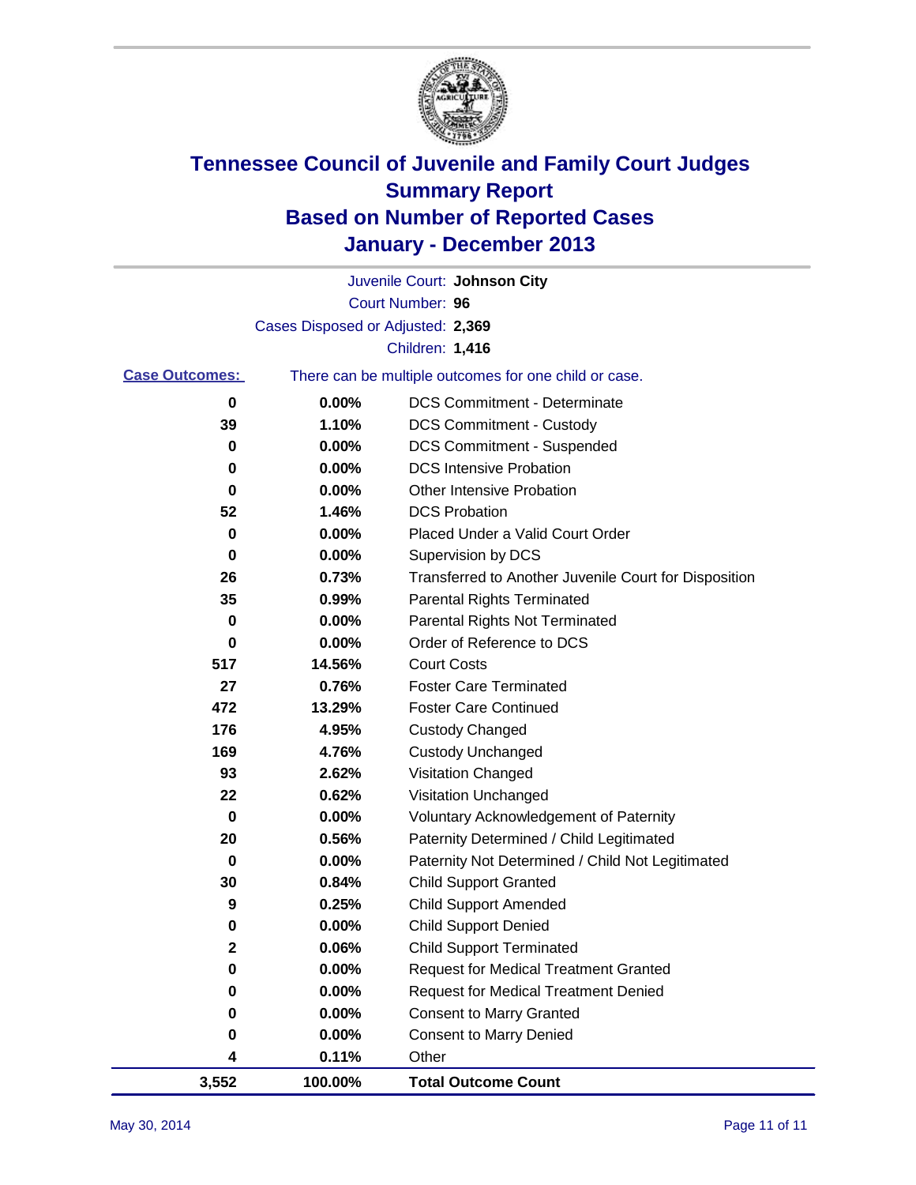# Tennessee Council of Juvenile and Family Court Judges
# Summary Report
# Based on Number of Reported Cases
# January - December 2013

Juvenile Court: **Johnson City**

Court Number: **96**

Cases Disposed or Adjusted: **2,369**

Children: **1,416**

**Case Outcomes:** There can be multiple outcomes for one child or case.

| | | |
|---|---|---|
| 0 | 0.00% | DCS Commitment - Determinate |
| 39 | 1.10% | DCS Commitment - Custody |
| 0 | 0.00% | DCS Commitment - Suspended |
| 0 | 0.00% | DCS Intensive Probation |
| 0 | 0.00% | Other Intensive Probation |
| 52 | 1.46% | DCS Probation |
| 0 | 0.00% | Placed Under a Valid Court Order |
| 0 | 0.00% | Supervision by DCS |
| 26 | 0.73% | Transferred to Another Juvenile Court for Disposition |
| 35 | 0.99% | Parental Rights Terminated |
| 0 | 0.00% | Parental Rights Not Terminated |
| 0 | 0.00% | Order of Reference to DCS |
| 517 | 14.56% | Court Costs |
| 27 | 0.76% | Foster Care Terminated |
| 472 | 13.29% | Foster Care Continued |
| 176 | 4.95% | Custody Changed |
| 169 | 4.76% | Custody Unchanged |
| 93 | 2.62% | Visitation Changed |
| 22 | 0.62% | Visitation Unchanged |
| 0 | 0.00% | Voluntary Acknowledgement of Paternity |
| 20 | 0.56% | Paternity Determined / Child Legitimated |
| 0 | 0.00% | Paternity Not Determined / Child Not Legitimated |
| 30 | 0.84% | Child Support Granted |
| 9 | 0.25% | Child Support Amended |
| 0 | 0.00% | Child Support Denied |
| 2 | 0.06% | Child Support Terminated |
| 0 | 0.00% | Request for Medical Treatment Granted |
| 0 | 0.00% | Request for Medical Treatment Denied |
| 0 | 0.00% | Consent to Marry Granted |
| 0 | 0.00% | Consent to Marry Denied |
| 4 | 0.11% | Other |
| **3,552** | **100.00%** | **Total Outcome Count** |

May 30, 2014